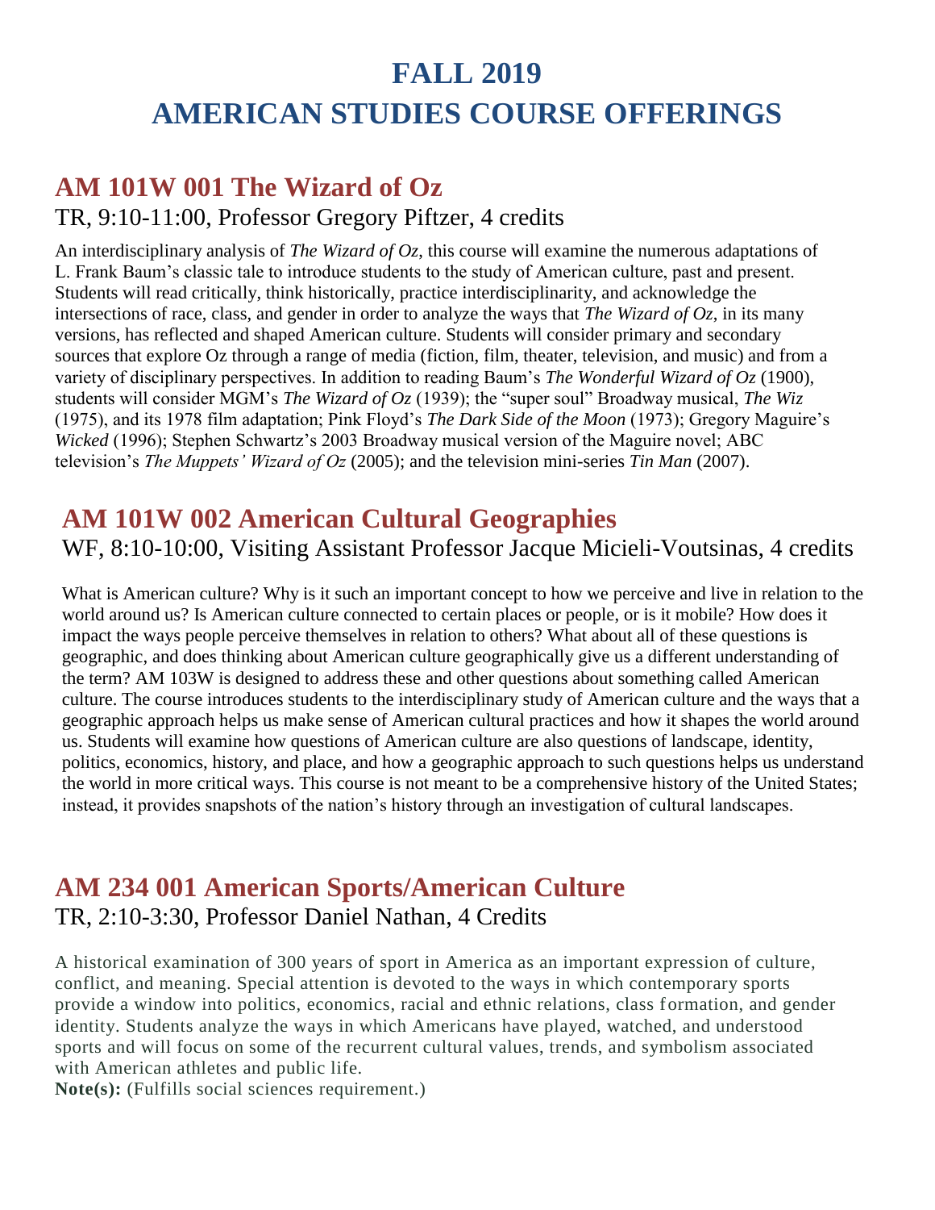# FALL 2019
# AMERICAN STUDIES COURSE OFFERINGS

## AM 101W 001 The Wizard of Oz

TR, 9:10-11:00, Professor Gregory Pfitzer, 4 credits

An interdisciplinary analysis of *The Wizard of Oz*, this course will examine the numerous adaptations of L. Frank Baum's classic tale to introduce students to the study of American culture, past and present. Students will read critically, think historically, practice interdisciplinarity, and acknowledge the intersections of race, class, and gender in order to analyze the ways that *The Wizard of Oz*, in its many versions, has reflected and shaped American culture. Students will consider primary and secondary sources that explore Oz through a range of media (fiction, film, theater, television, and music) and from a variety of disciplinary perspectives. In addition to reading Baum's *The Wonderful Wizard of Oz* (1900), students will consider MGM's *The Wizard of Oz* (1939); the "super soul" Broadway musical, *The Wiz* (1975), and its 1978 film adaptation; Pink Floyd's *The Dark Side of the Moon* (1973); Gregory Maguire's *Wicked* (1996); Stephen Schwartz's 2003 Broadway musical version of the Maguire novel; ABC television's *The Muppets' Wizard of Oz* (2005); and the television mini-series *Tin Man* (2007).

## AM 101W 002 American Cultural Geographies

WF, 8:10-10:00, Visiting Assistant Professor Jacque Micieli-Voutsinas, 4 credits

What is American culture? Why is it such an important concept to how we perceive and live in relation to the world around us? Is American culture connected to certain places or people, or is it mobile? How does it impact the ways people perceive themselves in relation to others? What about all of these questions is geographic, and does thinking about American culture geographically give us a different understanding of the term? AM 103W is designed to address these and other questions about something called American culture. The course introduces students to the interdisciplinary study of American culture and the ways that a geographic approach helps us make sense of American cultural practices and how it shapes the world around us. Students will examine how questions of American culture are also questions of landscape, identity, politics, economics, history, and place, and how a geographic approach to such questions helps us understand the world in more critical ways. This course is not meant to be a comprehensive history of the United States; instead, it provides snapshots of the nation's history through an investigation of cultural landscapes.

## AM 234 001 American Sports/American Culture

TR, 2:10-3:30, Professor Daniel Nathan, 4 Credits

A historical examination of 300 years of sport in America as an important expression of culture, conflict, and meaning. Special attention is devoted to the ways in which contemporary sports provide a window into politics, economics, racial and ethnic relations, class formation, and gender identity. Students analyze the ways in which Americans have played, watched, and understood sports and will focus on some of the recurrent cultural values, trends, and symbolism associated with American athletes and public life.

**Note(s):** (Fulfills social sciences requirement.)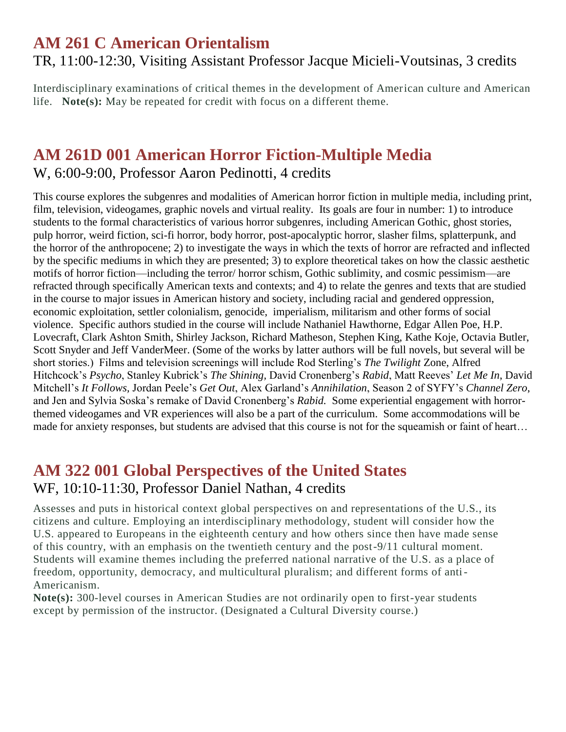## AM 261 C American Orientalism

TR, 11:00-12:30, Visiting Assistant Professor Jacque Micieli-Voutsinas, 3 credits

Interdisciplinary examinations of critical themes in the development of American culture and American life. **Note(s):** May be repeated for credit with focus on a different theme.

## AM 261D 001 American Horror Fiction-Multiple Media

W, 6:00-9:00, Professor Aaron Pedinotti, 4 credits

This course explores the subgenres and modalities of American horror fiction in multiple media, including print, film, television, videogames, graphic novels and virtual reality. Its goals are four in number: 1) to introduce students to the formal characteristics of various horror subgenres, including American Gothic, ghost stories, pulp horror, weird fiction, sci-fi horror, body horror, post-apocalyptic horror, slasher films, splatterpunk, and the horror of the anthropocene; 2) to investigate the ways in which the texts of horror are refracted and inflected by the specific mediums in which they are presented; 3) to explore theoretical takes on how the classic aesthetic motifs of horror fiction—including the terror/ horror schism, Gothic sublimity, and cosmic pessimism—are refracted through specifically American texts and contexts; and 4) to relate the genres and texts that are studied in the course to major issues in American history and society, including racial and gendered oppression, economic exploitation, settler colonialism, genocide, imperialism, militarism and other forms of social violence. Specific authors studied in the course will include Nathaniel Hawthorne, Edgar Allen Poe, H.P. Lovecraft, Clark Ashton Smith, Shirley Jackson, Richard Matheson, Stephen King, Kathe Koje, Octavia Butler, Scott Snyder and Jeff VanderMeer. (Some of the works by latter authors will be full novels, but several will be short stories.) Films and television screenings will include Rod Sterling's *The Twilight* Zone, Alfred Hitchcock's *Psycho*, Stanley Kubrick's *The Shining,* David Cronenberg's *Rabid*, Matt Reeves' *Let Me In*, David Mitchell's *It Follows,* Jordan Peele's *Get Out*, Alex Garland's *Annihilation*, Season 2 of SYFY's *Channel Zero*, and Jen and Sylvia Soska's remake of David Cronenberg's *Rabid.* Some experiential engagement with horror-themed videogames and VR experiences will also be a part of the curriculum. Some accommodations will be made for anxiety responses, but students are advised that this course is not for the squeamish or faint of heart…

## AM 322 001 Global Perspectives of the United States

WF, 10:10-11:30, Professor Daniel Nathan, 4 credits

Assesses and puts in historical context global perspectives on and representations of the U.S., its citizens and culture. Employing an interdisciplinary methodology, student will consider how the U.S. appeared to Europeans in the eighteenth century and how others since then have made sense of this country, with an emphasis on the twentieth century and the post-9/11 cultural moment. Students will examine themes including the preferred national narrative of the U.S. as a place of freedom, opportunity, democracy, and multicultural pluralism; and different forms of anti-Americanism.

**Note(s):** 300-level courses in American Studies are not ordinarily open to first-year students except by permission of the instructor. (Designated a Cultural Diversity course.)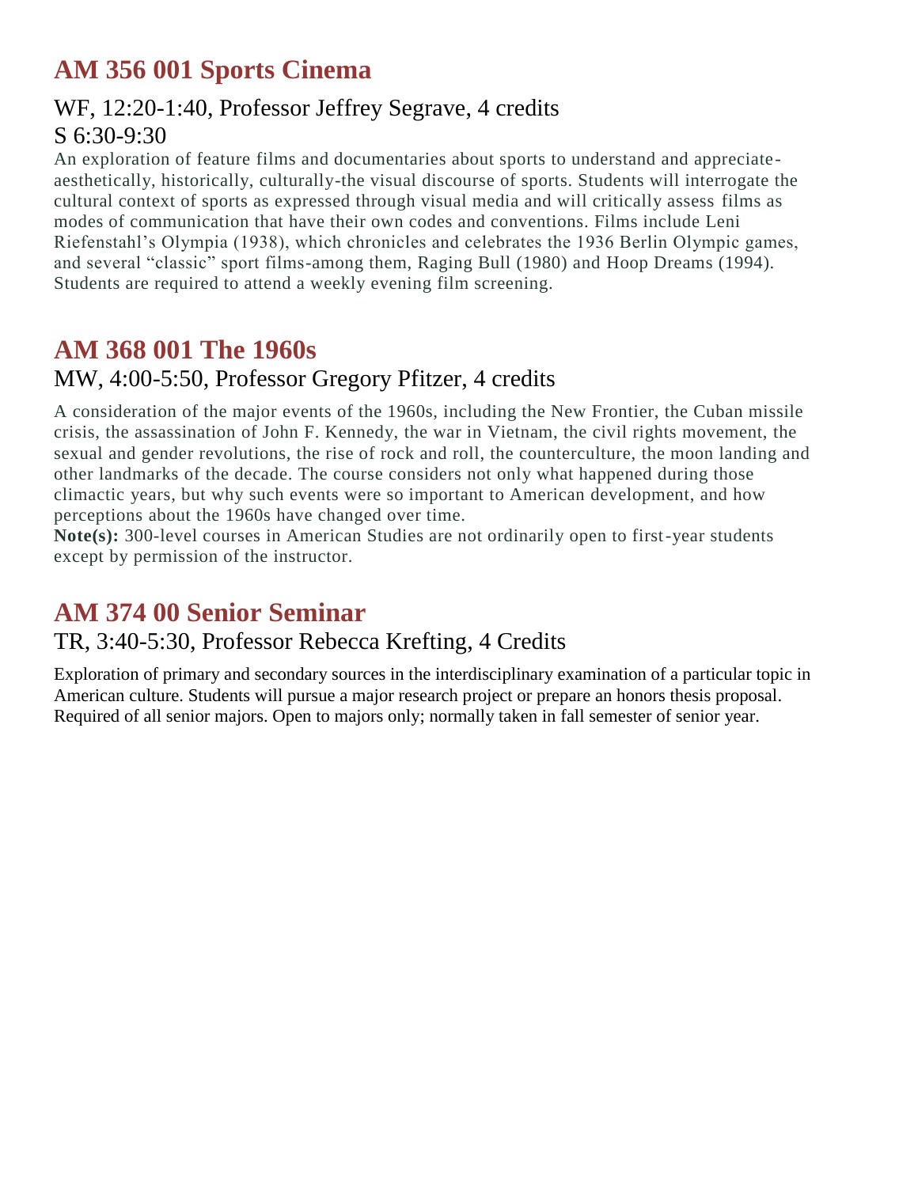## AM 356 001 Sports Cinema

WF, 12:20-1:40, Professor Jeffrey Segrave, 4 credits
S 6:30-9:30

An exploration of feature films and documentaries about sports to understand and appreciate-aesthetically, historically, culturally-the visual discourse of sports. Students will interrogate the cultural context of sports as expressed through visual media and will critically assess films as modes of communication that have their own codes and conventions. Films include Leni Riefenstahl's Olympia (1938), which chronicles and celebrates the 1936 Berlin Olympic games, and several "classic" sport films-among them, Raging Bull (1980) and Hoop Dreams (1994). Students are required to attend a weekly evening film screening.

## AM 368 001 The 1960s

MW, 4:00-5:50, Professor Gregory Pfitzer, 4 credits

A consideration of the major events of the 1960s, including the New Frontier, the Cuban missile crisis, the assassination of John F. Kennedy, the war in Vietnam, the civil rights movement, the sexual and gender revolutions, the rise of rock and roll, the counterculture, the moon landing and other landmarks of the decade. The course considers not only what happened during those climactic years, but why such events were so important to American development, and how perceptions about the 1960s have changed over time.
**Note(s):** 300-level courses in American Studies are not ordinarily open to first-year students except by permission of the instructor.

## AM 374 00 Senior Seminar

TR, 3:40-5:30, Professor Rebecca Krefting, 4 Credits

Exploration of primary and secondary sources in the interdisciplinary examination of a particular topic in American culture. Students will pursue a major research project or prepare an honors thesis proposal. Required of all senior majors. Open to majors only; normally taken in fall semester of senior year.